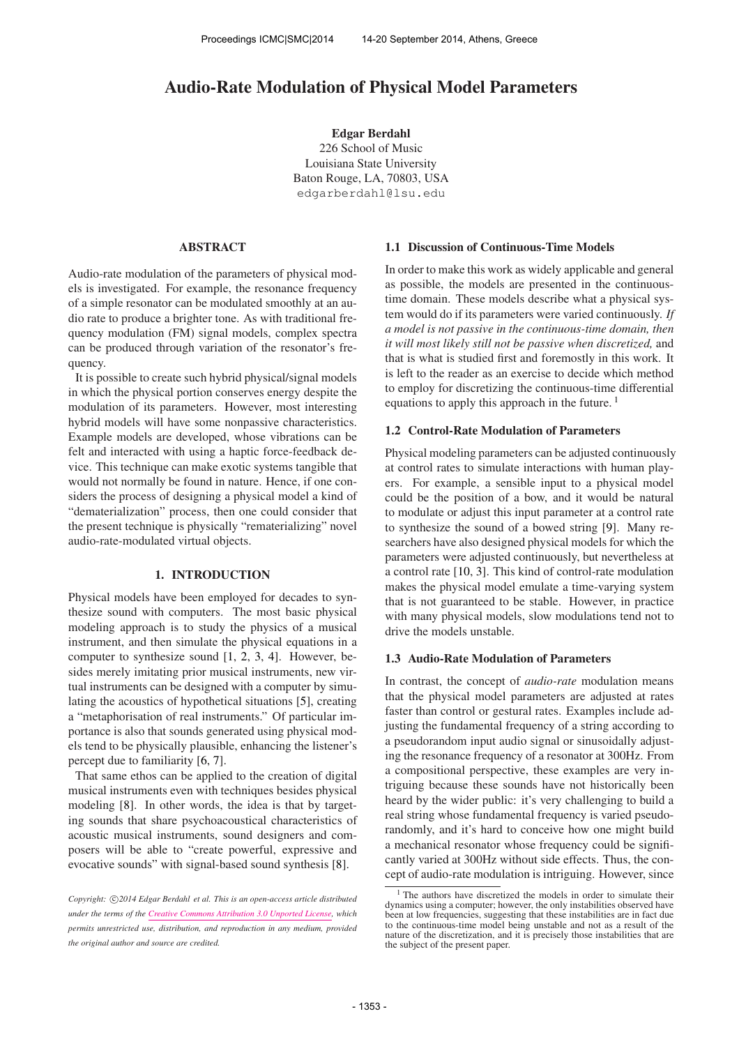# Audio-Rate Modulation of Physical Model Parameters

**Edgar Berdahl**
226 School of Music
Louisiana State University
Baton Rouge, LA, 70803, USA
edgarberdahl@lsu.edu

## ABSTRACT

Audio-rate modulation of the parameters of physical models is investigated. For example, the resonance frequency of a simple resonator can be modulated smoothly at an audio rate to produce a brighter tone. As with traditional frequency modulation (FM) signal models, complex spectra can be produced through variation of the resonator's frequency.

It is possible to create such hybrid physical/signal models in which the physical portion conserves energy despite the modulation of its parameters. However, most interesting hybrid models will have some nonpassive characteristics. Example models are developed, whose vibrations can be felt and interacted with using a haptic force-feedback device. This technique can make exotic systems tangible that would not normally be found in nature. Hence, if one considers the process of designing a physical model a kind of "dematerialization" process, then one could consider that the present technique is physically "rematerializing" novel audio-rate-modulated virtual objects.

## 1. INTRODUCTION

Physical models have been employed for decades to synthesize sound with computers. The most basic physical modeling approach is to study the physics of a musical instrument, and then simulate the physical equations in a computer to synthesize sound [1, 2, 3, 4]. However, besides merely imitating prior musical instruments, new virtual instruments can be designed with a computer by simulating the acoustics of hypothetical situations [5], creating a "metaphorisation of real instruments." Of particular importance is also that sounds generated using physical models tend to be physically plausible, enhancing the listener's percept due to familiarity [6, 7].

That same ethos can be applied to the creation of digital musical instruments even with techniques besides physical modeling [8]. In other words, the idea is that by targeting sounds that share psychoacoustical characteristics of acoustic musical instruments, sound designers and composers will be able to "create powerful, expressive and evocative sounds" with signal-based sound synthesis [8].

*Copyright: ©2014 Edgar Berdahl et al. This is an open-access article distributed under the terms of the Creative Commons Attribution 3.0 Unported License, which permits unrestricted use, distribution, and reproduction in any medium, provided the original author and source are credited.*

### 1.1 Discussion of Continuous-Time Models

In order to make this work as widely applicable and general as possible, the models are presented in the continuous-time domain. These models describe what a physical system would do if its parameters were varied continuously. *If a model is not passive in the continuous-time domain, then it will most likely still not be passive when discretized,* and that is what is studied first and foremostly in this work. It is left to the reader as an exercise to decide which method to employ for discretizing the continuous-time differential equations to apply this approach in the future. [1]

### 1.2 Control-Rate Modulation of Parameters

Physical modeling parameters can be adjusted continuously at control rates to simulate interactions with human players. For example, a sensible input to a physical model could be the position of a bow, and it would be natural to modulate or adjust this input parameter at a control rate to synthesize the sound of a bowed string [9]. Many researchers have also designed physical models for which the parameters were adjusted continuously, but nevertheless at a control rate [10, 3]. This kind of control-rate modulation makes the physical model emulate a time-varying system that is not guaranteed to be stable. However, in practice with many physical models, slow modulations tend not to drive the models unstable.

### 1.3 Audio-Rate Modulation of Parameters

In contrast, the concept of *audio-rate* modulation means that the physical model parameters are adjusted at rates faster than control or gestural rates. Examples include adjusting the fundamental frequency of a string according to a pseudorandom input audio signal or sinusoidally adjusting the resonance frequency of a resonator at 300Hz. From a compositional perspective, these examples are very intriguing because these sounds have not historically been heard by the wider public: it's very challenging to build a real string whose fundamental frequency is varied pseudorandomly, and it's hard to conceive how one might build a mechanical resonator whose frequency could be significantly varied at 300Hz without side effects. Thus, the concept of audio-rate modulation is intriguing. However, since

[1] The authors have discretized the models in order to simulate their dynamics using a computer; however, the only instabilities observed have been at low frequencies, suggesting that these instabilities are in fact due to the continuous-time model being unstable and not as a result of the nature of the discretization, and it is precisely those instabilities that are the subject of the present paper.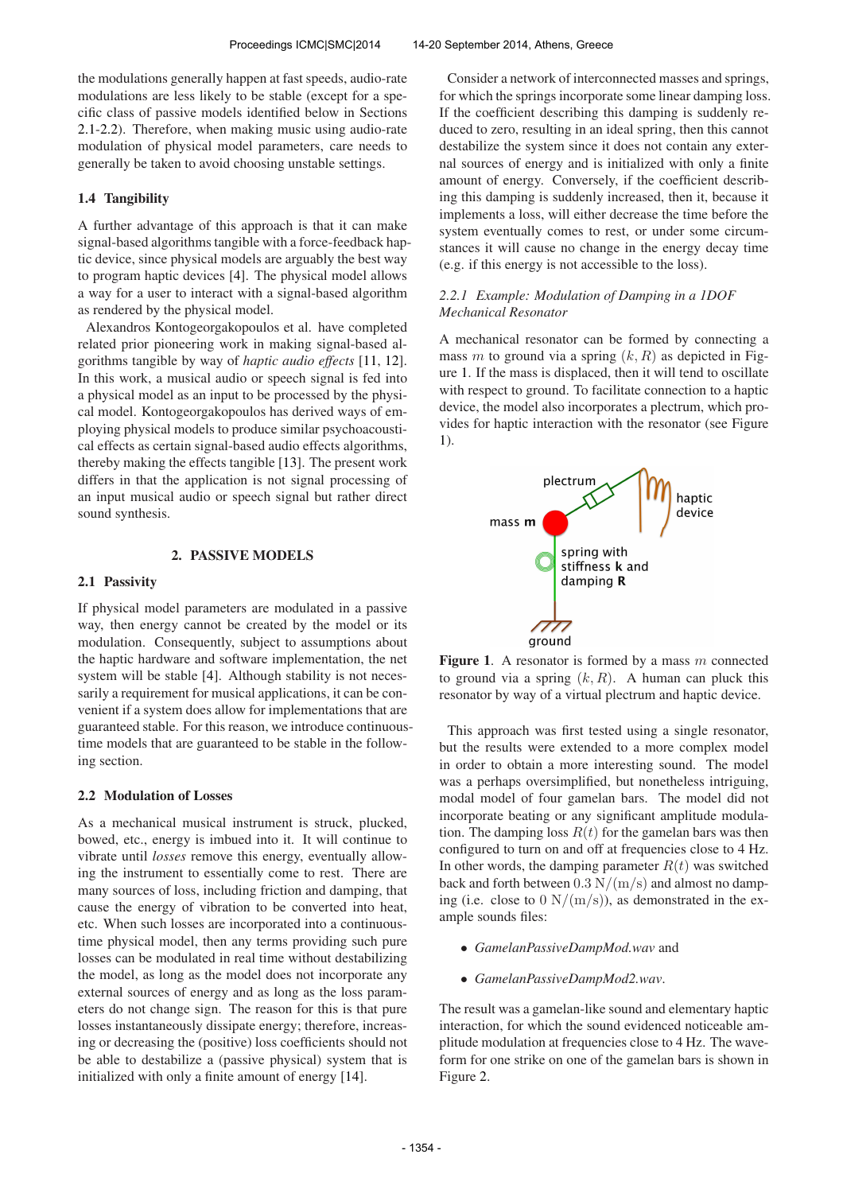the modulations generally happen at fast speeds, audio-rate modulations are less likely to be stable (except for a specific class of passive models identified below in Sections 2.1-2.2). Therefore, when making music using audio-rate modulation of physical model parameters, care needs to generally be taken to avoid choosing unstable settings.

### 1.4 Tangibility

A further advantage of this approach is that it can make signal-based algorithms tangible with a force-feedback haptic device, since physical models are arguably the best way to program haptic devices [4]. The physical model allows a way for a user to interact with a signal-based algorithm as rendered by the physical model.

Alexandros Kontogeorgakopoulos et al. have completed related prior pioneering work in making signal-based algorithms tangible by way of *haptic audio effects* [11, 12]. In this work, a musical audio or speech signal is fed into a physical model as an input to be processed by the physical model. Kontogeorgakopoulos has derived ways of employing physical models to produce similar psychoacoustical effects as certain signal-based audio effects algorithms, thereby making the effects tangible [13]. The present work differs in that the application is not signal processing of an input musical audio or speech signal but rather direct sound synthesis.

## 2. PASSIVE MODELS

### 2.1 Passivity

If physical model parameters are modulated in a passive way, then energy cannot be created by the model or its modulation. Consequently, subject to assumptions about the haptic hardware and software implementation, the net system will be stable [4]. Although stability is not necessarily a requirement for musical applications, it can be convenient if a system does allow for implementations that are guaranteed stable. For this reason, we introduce continuous-time models that are guaranteed to be stable in the following section.

### 2.2 Modulation of Losses

As a mechanical musical instrument is struck, plucked, bowed, etc., energy is imbued into it. It will continue to vibrate until *losses* remove this energy, eventually allowing the instrument to essentially come to rest. There are many sources of loss, including friction and damping, that cause the energy of vibration to be converted into heat, etc. When such losses are incorporated into a continuous-time physical model, then any terms providing such pure losses can be modulated in real time without destabilizing the model, as long as the model does not incorporate any external sources of energy and as long as the loss parameters do not change sign. The reason for this is that pure losses instantaneously dissipate energy; therefore, increasing or decreasing the (positive) loss coefficients should not be able to destabilize a (passive physical) system that is initialized with only a finite amount of energy [14].

Consider a network of interconnected masses and springs, for which the springs incorporate some linear damping loss. If the coefficient describing this damping is suddenly reduced to zero, resulting in an ideal spring, then this cannot destabilize the system since it does not contain any external sources of energy and is initialized with only a finite amount of energy. Conversely, if the coefficient describing this damping is suddenly increased, then it, because it implements a loss, will either decrease the time before the system eventually comes to rest, or under some circumstances it will cause no change in the energy decay time (e.g. if this energy is not accessible to the loss).

#### 2.2.1 *Example: Modulation of Damping in a 1DOF Mechanical Resonator*

A mechanical resonator can be formed by connecting a mass $m$ to ground via a spring $(k, R)$ as depicted in Figure 1. If the mass is displaced, then it will tend to oscillate with respect to ground. To facilitate connection to a haptic device, the model also incorporates a plectrum, which provides for haptic interaction with the resonator (see Figure 1).

**Figure 1**. A resonator is formed by a mass $m$ connected to ground via a spring $(k, R)$. A human can pluck this resonator by way of a virtual plectrum and haptic device.

This approach was first tested using a single resonator, but the results were extended to a more complex model in order to obtain a more interesting sound. The model was a perhaps oversimplified, but nonetheless intriguing, modal model of four gamelan bars. The model did not incorporate beating or any significant amplitude modulation. The damping loss $R(t)$ for the gamelan bars was then configured to turn on and off at frequencies close to 4 Hz. In other words, the damping parameter $R(t)$ was switched back and forth between $0.3\ \mathrm{N/(m/s)}$ and almost no damping (i.e. close to $0\ \mathrm{N/(m/s)}$), as demonstrated in the example sounds files:

- *GamelanPassiveDampMod.wav* and
- *GamelanPassiveDampMod2.wav*.

The result was a gamelan-like sound and elementary haptic interaction, for which the sound evidenced noticeable amplitude modulation at frequencies close to 4 Hz. The waveform for one strike on one of the gamelan bars is shown in Figure 2.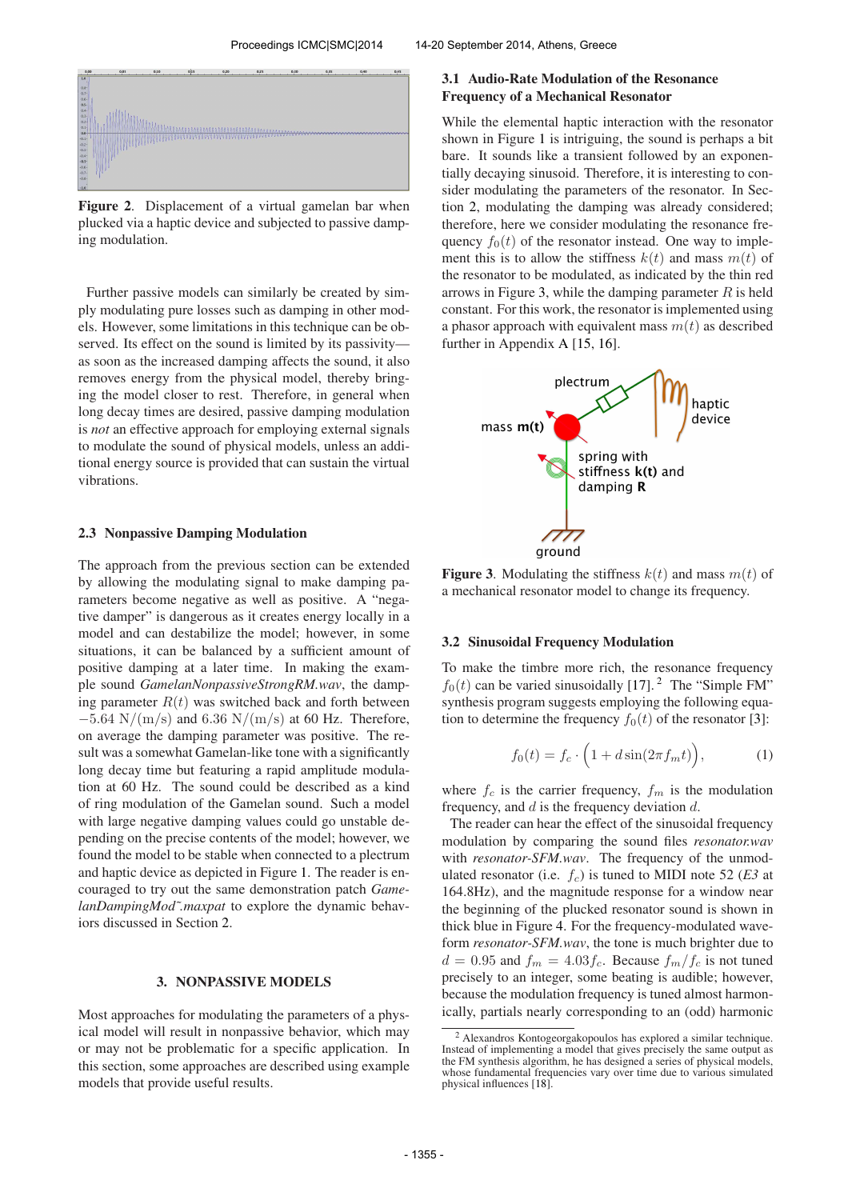**Figure 2**. Displacement of a virtual gamelan bar when plucked via a haptic device and subjected to passive damping modulation.

Further passive models can similarly be created by simply modulating pure losses such as damping in other models. However, some limitations in this technique can be observed. Its effect on the sound is limited by its passivity—as soon as the increased damping affects the sound, it also removes energy from the physical model, thereby bringing the model closer to rest. Therefore, in general when long decay times are desired, passive damping modulation is *not* an effective approach for employing external signals to modulate the sound of physical models, unless an additional energy source is provided that can sustain the virtual vibrations.

### 2.3 Nonpassive Damping Modulation

The approach from the previous section can be extended by allowing the modulating signal to make damping parameters become negative as well as positive. A "negative damper" is dangerous as it creates energy locally in a model and can destabilize the model; however, in some situations, it can be balanced by a sufficient amount of positive damping at a later time. In making the example sound *GamelanNonpassiveStrongRM.wav*, the damping parameter $R(t)$ was switched back and forth between $-5.64$ N/(m/s) and $6.36$ N/(m/s) at 60 Hz. Therefore, on average the damping parameter was positive. The result was a somewhat Gamelan-like tone with a significantly long decay time but featuring a rapid amplitude modulation at 60 Hz. The sound could be described as a kind of ring modulation of the Gamelan sound. Such a model with large negative damping values could go unstable depending on the precise contents of the model; however, we found the model to be stable when connected to a plectrum and haptic device as depicted in Figure 1. The reader is encouraged to try out the same demonstration patch *GamelanDampingMod~.maxpat* to explore the dynamic behaviors discussed in Section 2.

## 3. NONPASSIVE MODELS

Most approaches for modulating the parameters of a physical model will result in nonpassive behavior, which may or may not be problematic for a specific application. In this section, some approaches are described using example models that provide useful results.

### 3.1 Audio-Rate Modulation of the Resonance Frequency of a Mechanical Resonator

While the elemental haptic interaction with the resonator shown in Figure 1 is intriguing, the sound is perhaps a bit bare. It sounds like a transient followed by an exponentially decaying sinusoid. Therefore, it is interesting to consider modulating the parameters of the resonator. In Section 2, modulating the damping was already considered; therefore, here we consider modulating the resonance frequency $f_0(t)$ of the resonator instead. One way to implement this is to allow the stiffness $k(t)$ and mass $m(t)$ of the resonator to be modulated, as indicated by the thin red arrows in Figure 3, while the damping parameter $R$ is held constant. For this work, the resonator is implemented using a phasor approach with equivalent mass $m(t)$ as described further in Appendix A [15, 16].

**Figure 3**. Modulating the stiffness $k(t)$ and mass $m(t)$ of a mechanical resonator model to change its frequency.

### 3.2 Sinusoidal Frequency Modulation

To make the timbre more rich, the resonance frequency $f_0(t)$ can be varied sinusoidally [17].[2] The "Simple FM" synthesis program suggests employing the following equation to determine the frequency $f_0(t)$ of the resonator [3]:

$$f_0(t) = f_c \cdot \Big(1 + d \sin(2\pi f_m t)\Big), \qquad (1)$$

where $f_c$ is the carrier frequency, $f_m$ is the modulation frequency, and $d$ is the frequency deviation $d$.

The reader can hear the effect of the sinusoidal frequency modulation by comparing the sound files *resonator.wav* with *resonator-SFM.wav*. The frequency of the unmodulated resonator (i.e. $f_c$) is tuned to MIDI note 52 (*E3* at 164.8Hz), and the magnitude response for a window near the beginning of the plucked resonator sound is shown in thick blue in Figure 4. For the frequency-modulated waveform *resonator-SFM.wav*, the tone is much brighter due to $d = 0.95$ and $f_m = 4.03 f_c$. Because $f_m/f_c$ is not tuned precisely to an integer, some beating is audible; however, because the modulation frequency is tuned almost harmonically, partials nearly corresponding to an (odd) harmonic

[2] Alexandros Kontogeorgakopoulos has explored a similar technique. Instead of implementing a model that gives precisely the same output as the FM synthesis algorithm, he has designed a series of physical models, whose fundamental frequencies vary over time due to various simulated physical influences [18].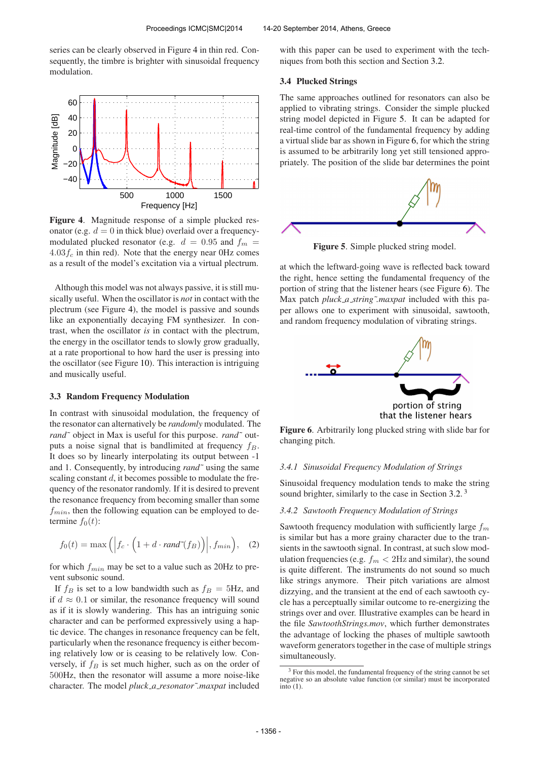series can be clearly observed in Figure 4 in thin red. Consequently, the timbre is brighter with sinusoidal frequency modulation.

**Figure 4**. Magnitude response of a simple plucked resonator (e.g. $d = 0$ in thick blue) overlaid over a frequency-modulated plucked resonator (e.g. $d = 0.95$ and $f_m = 4.03 f_c$ in thin red). Note that the energy near 0Hz comes as a result of the model's excitation via a virtual plectrum.

Although this model was not always passive, it is still musically useful. When the oscillator is *not* in contact with the plectrum (see Figure 4), the model is passive and sounds like an exponentially decaying FM synthesizer. In contrast, when the oscillator *is* in contact with the plectrum, the energy in the oscillator tends to slowly grow gradually, at a rate proportional to how hard the user is pressing into the oscillator (see Figure 10). This interaction is intriguing and musically useful.

### 3.3 Random Frequency Modulation

In contrast with sinusoidal modulation, the frequency of the resonator can alternatively be *randomly* modulated. The *rand~* object in Max is useful for this purpose. *rand~* outputs a noise signal that is bandlimited at frequency $f_B$. It does so by linearly interpolating its output between -1 and 1. Consequently, by introducing *rand~* using the same scaling constant $d$, it becomes possible to modulate the frequency of the resonator randomly. If it is desired to prevent the resonance frequency from becoming smaller than some $f_{min}$, then the following equation can be employed to determine $f_0(t)$:

$$f_0(t) = \max\left(\left|f_c \cdot \left(1 + d \cdot rand\tilde{}(f_B)\right)\right|, f_{min}\right), \quad (2)$$

for which $f_{min}$ may be set to a value such as 20Hz to prevent subsonic sound.

If $f_B$ is set to a low bandwidth such as $f_B = 5$Hz, and if $d \approx 0.1$ or similar, the resonance frequency will sound as if it is slowly wandering. This has an intriguing sonic character and can be performed expressively using a haptic device. The changes in resonance frequency can be felt, particularly when the resonance frequency is either becoming relatively low or is ceasing to be relatively low. Conversely, if $f_B$ is set much higher, such as on the order of 500Hz, then the resonator will assume a more noise-like character. The model *pluck_a_resonator~.maxpat* included with this paper can be used to experiment with the techniques from both this section and Section 3.2.

### 3.4 Plucked Strings

The same approaches outlined for resonators can also be applied to vibrating strings. Consider the simple plucked string model depicted in Figure 5. It can be adapted for real-time control of the fundamental frequency by adding a virtual slide bar as shown in Figure 6, for which the string is assumed to be arbitrarily long yet still tensioned appropriately. The position of the slide bar determines the point

**Figure 5**. Simple plucked string model.

at which the leftward-going wave is reflected back toward the right, hence setting the fundamental frequency of the portion of string that the listener hears (see Figure 6). The Max patch *pluck_a_string~.maxpat* included with this paper allows one to experiment with sinusoidal, sawtooth, and random frequency modulation of vibrating strings.

**Figure 6**. Arbitrarily long plucked string with slide bar for changing pitch.

#### 3.4.1 Sinusoidal Frequency Modulation of Strings

Sinusoidal frequency modulation tends to make the string sound brighter, similarly to the case in Section 3.2. [3]

#### 3.4.2 Sawtooth Frequency Modulation of Strings

Sawtooth frequency modulation with sufficiently large $f_m$ is similar but has a more grainy character due to the transients in the sawtooth signal. In contrast, at such slow modulation frequencies (e.g. $f_m < 2$Hz and similar), the sound is quite different. The instruments do not sound so much like strings anymore. Their pitch variations are almost dizzying, and the transient at the end of each sawtooth cycle has a perceptually similar outcome to re-energizing the strings over and over. Illustrative examples can be heard in the file *SawtoothStrings.mov*, which further demonstrates the advantage of locking the phases of multiple sawtooth waveform generators together in the case of multiple strings simultaneously.

[3] For this model, the fundamental frequency of the string cannot be set negative so an absolute value function (or similar) must be incorporated into (1).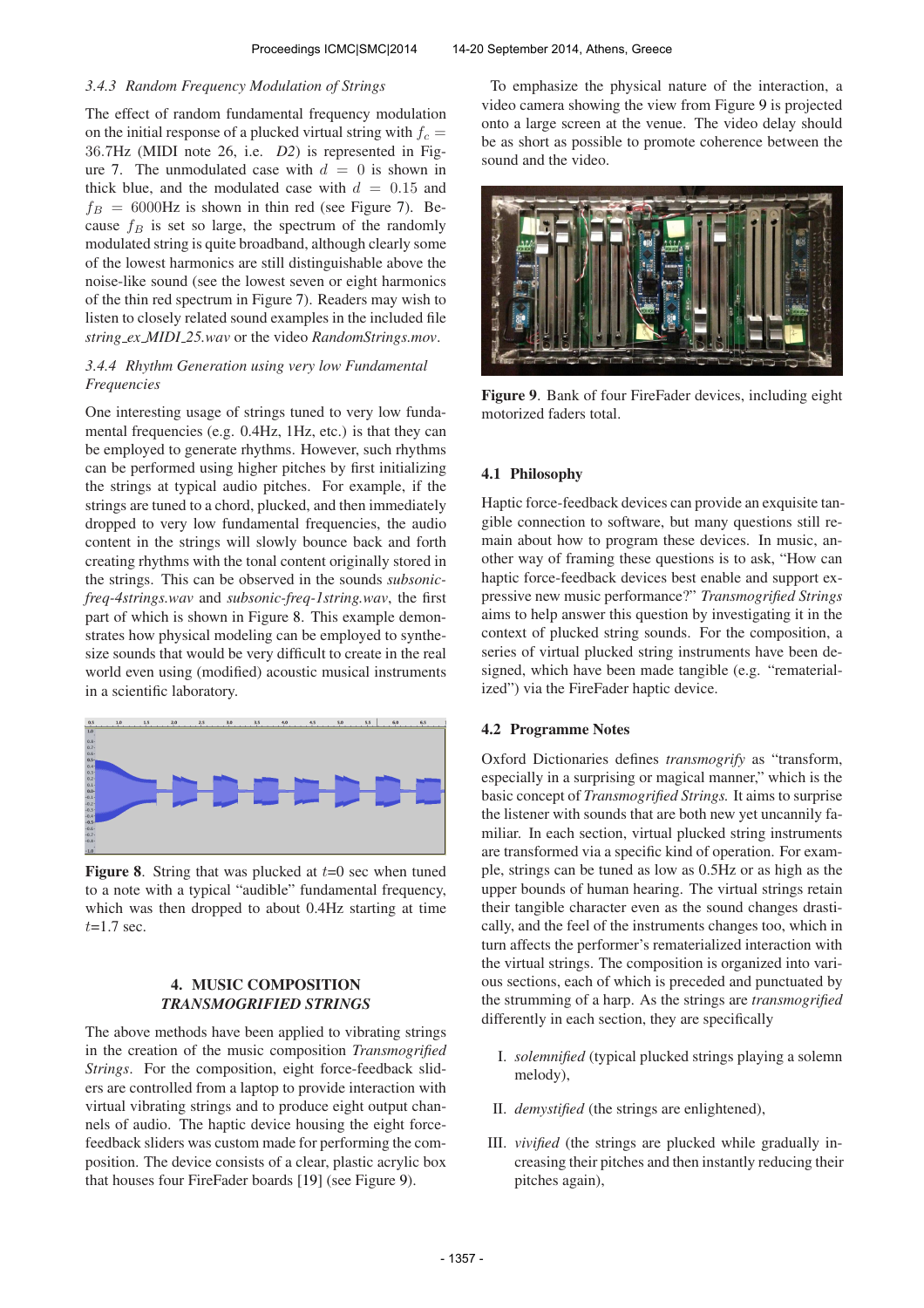### 3.4.3 Random Frequency Modulation of Strings

The effect of random fundamental frequency modulation on the initial response of a plucked virtual string with $f_c = 36.7$Hz (MIDI note 26, i.e. *D2*) is represented in Figure 7. The unmodulated case with $d = 0$ is shown in thick blue, and the modulated case with $d = 0.15$ and $f_B = 6000$Hz is shown in thin red (see Figure 7). Because $f_B$ is set so large, the spectrum of the randomly modulated string is quite broadband, although clearly some of the lowest harmonics are still distinguishable above the noise-like sound (see the lowest seven or eight harmonics of the thin red spectrum in Figure 7). Readers may wish to listen to closely related sound examples in the included file *string_ex_MIDI_25.wav* or the video *RandomStrings.mov*.

### 3.4.4 Rhythm Generation using very low Fundamental Frequencies

One interesting usage of strings tuned to very low fundamental frequencies (e.g. 0.4Hz, 1Hz, etc.) is that they can be employed to generate rhythms. However, such rhythms can be performed using higher pitches by first initializing the strings at typical audio pitches. For example, if the strings are tuned to a chord, plucked, and then immediately dropped to very low fundamental frequencies, the audio content in the strings will slowly bounce back and forth creating rhythms with the tonal content originally stored in the strings. This can be observed in the sounds *subsonic-freq-4strings.wav* and *subsonic-freq-1string.wav*, the first part of which is shown in Figure 8. This example demonstrates how physical modeling can be employed to synthesize sounds that would be very difficult to create in the real world even using (modified) acoustic musical instruments in a scientific laboratory.

**Figure 8**. String that was plucked at $t$=0 sec when tuned to a note with a typical "audible" fundamental frequency, which was then dropped to about 0.4Hz starting at time $t$=1.7 sec.

## 4. MUSIC COMPOSITION *TRANSMOGRIFIED STRINGS*

The above methods have been applied to vibrating strings in the creation of the music composition *Transmogrified Strings*. For the composition, eight force-feedback sliders are controlled from a laptop to provide interaction with virtual vibrating strings and to produce eight output channels of audio. The haptic device housing the eight force-feedback sliders was custom made for performing the composition. The device consists of a clear, plastic acrylic box that houses four FireFader boards [19] (see Figure 9).

To emphasize the physical nature of the interaction, a video camera showing the view from Figure 9 is projected onto a large screen at the venue. The video delay should be as short as possible to promote coherence between the sound and the video.

**Figure 9**. Bank of four FireFader devices, including eight motorized faders total.

### 4.1 Philosophy

Haptic force-feedback devices can provide an exquisite tangible connection to software, but many questions still remain about how to program these devices. In music, another way of framing these questions is to ask, "How can haptic force-feedback devices best enable and support expressive new music performance?" *Transmogrified Strings* aims to help answer this question by investigating it in the context of plucked string sounds. For the composition, a series of virtual plucked string instruments have been designed, which have been made tangible (e.g. "rematerialized") via the FireFader haptic device.

### 4.2 Programme Notes

Oxford Dictionaries defines *transmogrify* as "transform, especially in a surprising or magical manner," which is the basic concept of *Transmogrified Strings.* It aims to surprise the listener with sounds that are both new yet uncannily familiar. In each section, virtual plucked string instruments are transformed via a specific kind of operation. For example, strings can be tuned as low as 0.5Hz or as high as the upper bounds of human hearing. The virtual strings retain their tangible character even as the sound changes drastically, and the feel of the instruments changes too, which in turn affects the performer's rematerialized interaction with the virtual strings. The composition is organized into various sections, each of which is preceded and punctuated by the strumming of a harp. As the strings are *transmogrified* differently in each section, they are specifically

I. *solemnified* (typical plucked strings playing a solemn melody),

II. *demystified* (the strings are enlightened),

III. *vivified* (the strings are plucked while gradually increasing their pitches and then instantly reducing their pitches again),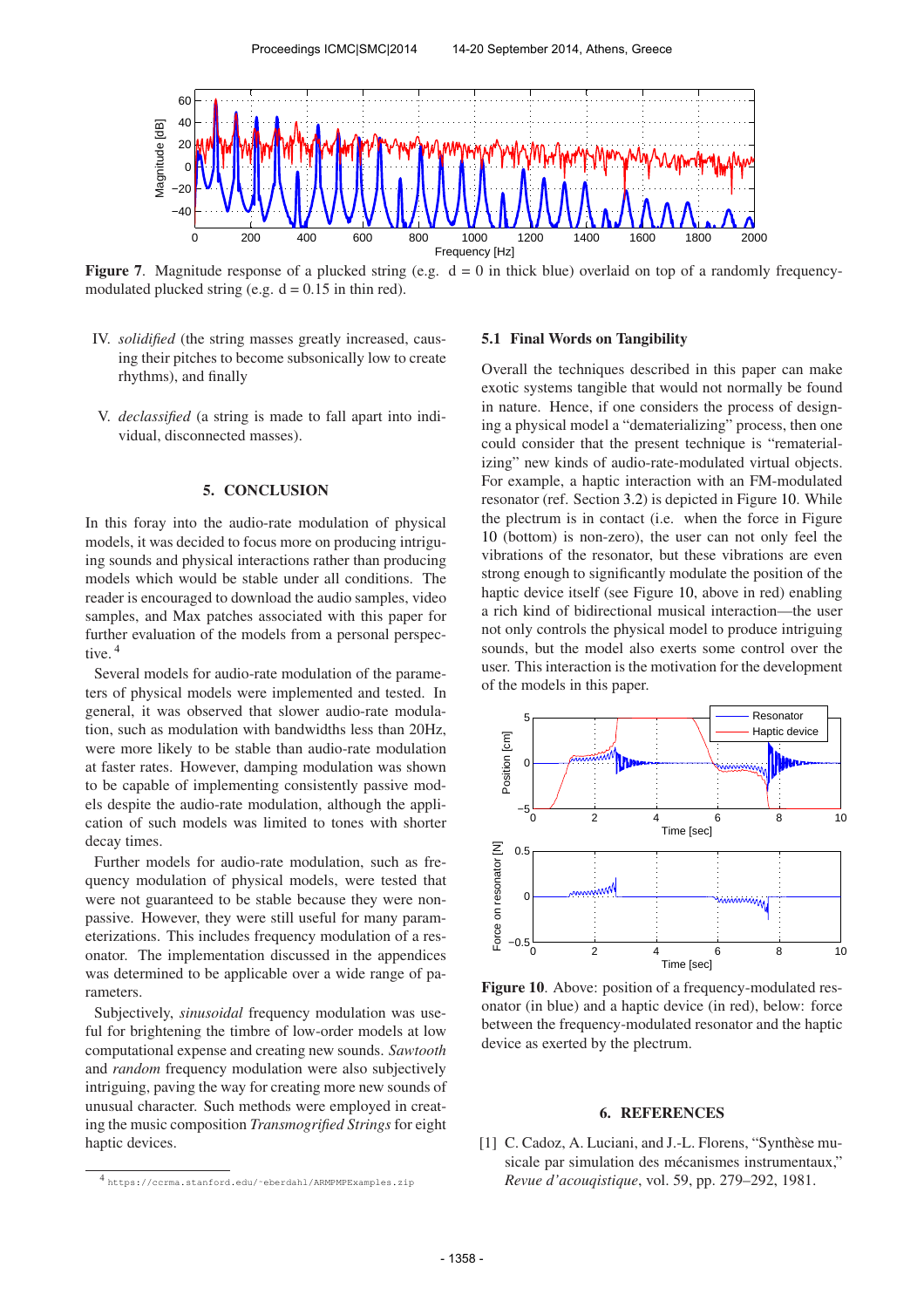**Figure 7**. Magnitude response of a plucked string (e.g. d = 0 in thick blue) overlaid on top of a randomly frequency-modulated plucked string (e.g. d = 0.15 in thin red).

IV. *solidified* (the string masses greatly increased, causing their pitches to become subsonically low to create rhythms), and finally

V. *declassified* (a string is made to fall apart into individual, disconnected masses).

## 5. CONCLUSION

In this foray into the audio-rate modulation of physical models, it was decided to focus more on producing intriguing sounds and physical interactions rather than producing models which would be stable under all conditions. The reader is encouraged to download the audio samples, video samples, and Max patches associated with this paper for further evaluation of the models from a personal perspective.[4]

Several models for audio-rate modulation of the parameters of physical models were implemented and tested. In general, it was observed that slower audio-rate modulation, such as modulation with bandwidths less than 20Hz, were more likely to be stable than audio-rate modulation at faster rates. However, damping modulation was shown to be capable of implementing consistently passive models despite the audio-rate modulation, although the application of such models was limited to tones with shorter decay times.

Further models for audio-rate modulation, such as frequency modulation of physical models, were tested that were not guaranteed to be stable because they were non-passive. However, they were still useful for many parameterizations. This includes frequency modulation of a resonator. The implementation discussed in the appendices was determined to be applicable over a wide range of parameters.

Subjectively, *sinusoidal* frequency modulation was useful for brightening the timbre of low-order models at low computational expense and creating new sounds. *Sawtooth* and *random* frequency modulation were also subjectively intriguing, paving the way for creating more new sounds of unusual character. Such methods were employed in creating the music composition *Transmogrified Strings* for eight haptic devices.

[4] https://ccrma.stanford.edu/~eberdahl/ARMPMPExamples.zip

### 5.1 Final Words on Tangibility

Overall the techniques described in this paper can make exotic systems tangible that would not normally be found in nature. Hence, if one considers the process of designing a physical model a "dematerializing" process, then one could consider that the present technique is "rematerializing" new kinds of audio-rate-modulated virtual objects. For example, a haptic interaction with an FM-modulated resonator (ref. Section 3.2) is depicted in Figure 10. While the plectrum is in contact (i.e. when the force in Figure 10 (bottom) is non-zero), the user can not only feel the vibrations of the resonator, but these vibrations are even strong enough to significantly modulate the position of the haptic device itself (see Figure 10, above in red) enabling a rich kind of bidirectional musical interaction—the user not only controls the physical model to produce intriguing sounds, but the model also exerts some control over the user. This interaction is the motivation for the development of the models in this paper.

**Figure 10**. Above: position of a frequency-modulated resonator (in blue) and a haptic device (in red), below: force between the frequency-modulated resonator and the haptic device as exerted by the plectrum.

## 6. REFERENCES

[1] C. Cadoz, A. Luciani, and J.-L. Florens, "Synthèse musicale par simulation des mécanismes instrumentaux," *Revue d'acouqistique*, vol. 59, pp. 279–292, 1981.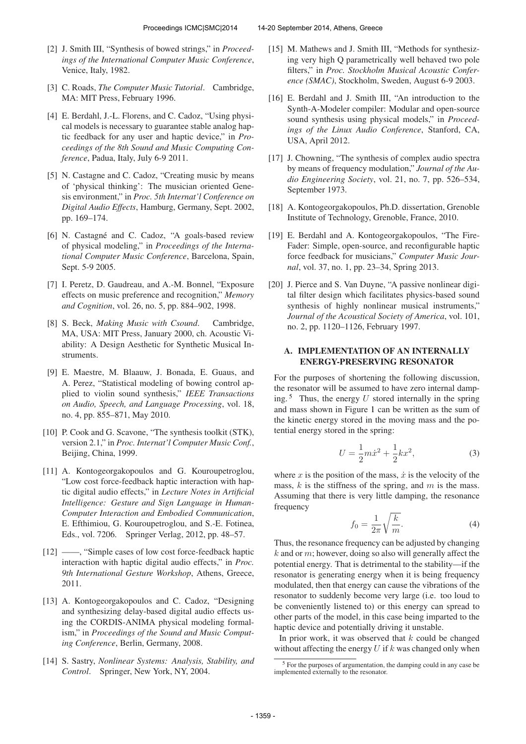[2] J. Smith III, "Synthesis of bowed strings," in *Proceedings of the International Computer Music Conference*, Venice, Italy, 1982.

[3] C. Roads, *The Computer Music Tutorial*. Cambridge, MA: MIT Press, February 1996.

[4] E. Berdahl, J.-L. Florens, and C. Cadoz, "Using physical models is necessary to guarantee stable analog haptic feedback for any user and haptic device," in *Proceedings of the 8th Sound and Music Computing Conference*, Padua, Italy, July 6-9 2011.

[5] N. Castagne and C. Cadoz, "Creating music by means of 'physical thinking': The musician oriented Genesis environment," in *Proc. 5th Internat'l Conference on Digital Audio Effects*, Hamburg, Germany, Sept. 2002, pp. 169–174.

[6] N. Castagné and C. Cadoz, "A goals-based review of physical modeling," in *Proceedings of the International Computer Music Conference*, Barcelona, Spain, Sept. 5-9 2005.

[7] I. Peretz, D. Gaudreau, and A.-M. Bonnel, "Exposure effects on music preference and recognition," *Memory and Cognition*, vol. 26, no. 5, pp. 884–902, 1998.

[8] S. Beck, *Making Music with Csound*. Cambridge, MA, USA: MIT Press, January 2000, ch. Acoustic Viability: A Design Aesthetic for Synthetic Musical Instruments.

[9] E. Maestre, M. Blaauw, J. Bonada, E. Guaus, and A. Perez, "Statistical modeling of bowing control applied to violin sound synthesis," *IEEE Transactions on Audio, Speech, and Language Processing*, vol. 18, no. 4, pp. 855–871, May 2010.

[10] P. Cook and G. Scavone, "The synthesis toolkit (STK), version 2.1," in *Proc. Internat'l Computer Music Conf.*, Beijing, China, 1999.

[11] A. Kontogeorgakopoulos and G. Kouroupetroglou, "Low cost force-feedback haptic interaction with haptic digital audio effects," in *Lecture Notes in Artificial Intelligence: Gesture and Sign Language in Human-Computer Interaction and Embodied Communication*, E. Efthimiou, G. Kouroupetroglou, and S.-E. Fotinea, Eds., vol. 7206. Springer Verlag, 2012, pp. 48–57.

[12] ——, "Simple cases of low cost force-feedback haptic interaction with haptic digital audio effects," in *Proc. 9th International Gesture Workshop*, Athens, Greece, 2011.

[13] A. Kontogeorgakopoulos and C. Cadoz, "Designing and synthesizing delay-based digital audio effects using the CORDIS-ANIMA physical modeling formalism," in *Proceedings of the Sound and Music Computing Conference*, Berlin, Germany, 2008.

[14] S. Sastry, *Nonlinear Systems: Analysis, Stability, and Control*. Springer, New York, NY, 2004.

[15] M. Mathews and J. Smith III, "Methods for synthesizing very high Q parametrically well behaved two pole filters," in *Proc. Stockholm Musical Acoustic Conference (SMAC)*, Stockholm, Sweden, August 6-9 2003.

[16] E. Berdahl and J. Smith III, "An introduction to the Synth-A-Modeler compiler: Modular and open-source sound synthesis using physical models," in *Proceedings of the Linux Audio Conference*, Stanford, CA, USA, April 2012.

[17] J. Chowning, "The synthesis of complex audio spectra by means of frequency modulation," *Journal of the Audio Engineering Society*, vol. 21, no. 7, pp. 526–534, September 1973.

[18] A. Kontogeorgakopoulos, Ph.D. dissertation, Grenoble Institute of Technology, Grenoble, France, 2010.

[19] E. Berdahl and A. Kontogeorgakopoulos, "The FireFader: Simple, open-source, and reconfigurable haptic force feedback for musicians," *Computer Music Journal*, vol. 37, no. 1, pp. 23–34, Spring 2013.

[20] J. Pierce and S. Van Duyne, "A passive nonlinear digital filter design which facilitates physics-based sound synthesis of highly nonlinear musical instruments," *Journal of the Acoustical Society of America*, vol. 101, no. 2, pp. 1120–1126, February 1997.

## A. IMPLEMENTATION OF AN INTERNALLY ENERGY-PRESERVING RESONATOR

For the purposes of shortening the following discussion, the resonator will be assumed to have zero internal damping.[5] Thus, the energy $U$ stored internally in the spring and mass shown in Figure 1 can be written as the sum of the kinetic energy stored in the moving mass and the potential energy stored in the spring:

$$U = \frac{1}{2}m\dot{x}^2 + \frac{1}{2}kx^2, \tag{3}$$

where $x$ is the position of the mass, $\dot{x}$ is the velocity of the mass, $k$ is the stiffness of the spring, and $m$ is the mass. Assuming that there is very little damping, the resonance frequency

$$f_0 = \frac{1}{2\pi}\sqrt{\frac{k}{m}}. \tag{4}$$

Thus, the resonance frequency can be adjusted by changing $k$ and or $m$; however, doing so also will generally affect the potential energy. That is detrimental to the stability—if the resonator is generating energy when it is being frequency modulated, then that energy can cause the vibrations of the resonator to suddenly become very large (i.e. too loud to be conveniently listened to) or this energy can spread to other parts of the model, in this case being imparted to the haptic device and potentially driving it unstable.

In prior work, it was observed that $k$ could be changed without affecting the energy $U$ if $k$ was changed only when

[5] For the purposes of argumentation, the damping could in any case be implemented externally to the resonator.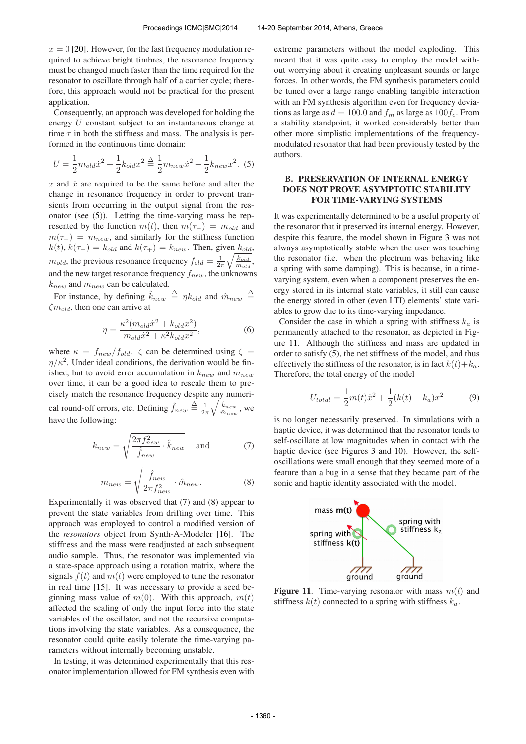$x = 0$ [20]. However, for the fast frequency modulation required to achieve bright timbres, the resonance frequency must be changed much faster than the time required for the resonator to oscillate through half of a carrier cycle; therefore, this approach would not be practical for the present application.

Consequently, an approach was developed for holding the energy $U$ constant subject to an instantaneous change at time $\tau$ in both the stiffness and mass. The analysis is performed in the continuous time domain:

$$U = \frac{1}{2}m_{old}\dot{x}^2 + \frac{1}{2}k_{old}x^2 \triangleq \frac{1}{2}m_{new}\dot{x}^2 + \frac{1}{2}k_{new}x^2. \quad (5)$$

$x$ and $\dot{x}$ are required to be the same before and after the change in resonance frequency in order to prevent transients from occurring in the output signal from the resonator (see (5)). Letting the time-varying mass be represented by the function $m(t)$, then $m(\tau_-) = m_{old}$ and $m(\tau_+) = m_{new}$, and similarly for the stiffness function $k(t)$, $k(\tau_-) = k_{old}$ and $k(\tau_+) = k_{new}$. Then, given $k_{old}$, $m_{old}$, the previous resonance frequency $f_{old} = \frac{1}{2\pi}\sqrt{\frac{k_{old}}{m_{old}}}$, and the new target resonance frequency $f_{new}$, the unknowns $k_{new}$ and $m_{new}$ can be calculated.

For instance, by defining $\hat{k}_{new} \triangleq \eta k_{old}$ and $\hat{m}_{new} \triangleq \zeta m_{old}$, then one can arrive at

$$\eta = \frac{\kappa^2(m_{old}\dot{x}^2 + k_{old}x^2)}{m_{old}\dot{x}^2 + \kappa^2 k_{old}x^2}, \quad (6)$$

where $\kappa = f_{new}/f_{old}$. $\zeta$ can be determined using $\zeta = \eta/\kappa^2$. Under ideal conditions, the derivation would be finished, but to avoid error accumulation in $k_{new}$ and $m_{new}$ over time, it can be a good idea to rescale them to precisely match the resonance frequency despite any numerical round-off errors, etc. Defining $\hat{f}_{new} \triangleq \frac{1}{2\pi}\sqrt{\frac{\hat{k}_{new}}{\hat{m}_{new}}}$, we have the following:

$$k_{new} = \sqrt{\frac{2\pi f_{new}^2}{\hat{f}_{new}} \cdot \hat{k}_{new}} \quad \text{and} \quad (7)$$

$$m_{new} = \sqrt{\frac{\hat{f}_{new}}{2\pi f_{new}^2} \cdot \hat{m}_{new}}. \quad (8)$$

Experimentally it was observed that (7) and (8) appear to prevent the state variables from drifting over time. This approach was employed to control a modified version of the *resonators* object from Synth-A-Modeler [16]. The stiffness and the mass were readjusted at each subsequent audio sample. Thus, the resonator was implemented via a state-space approach using a rotation matrix, where the signals $f(t)$ and $m(t)$ were employed to tune the resonator in real time [15]. It was necessary to provide a seed beginning mass value of $m(0)$. With this approach, $m(t)$ affected the scaling of only the input force into the state variables of the oscillator, and not the recursive computations involving the state variables. As a consequence, the resonator could quite easily tolerate the time-varying parameters without internally becoming unstable.

In testing, it was determined experimentally that this resonator implementation allowed for FM synthesis even with extreme parameters without the model exploding. This meant that it was quite easy to employ the model without worrying about it creating unpleasant sounds or large forces. In other words, the FM synthesis parameters could be tuned over a large range enabling tangible interaction with an FM synthesis algorithm even for frequency deviations as large as $d = 100.0$ and $f_m$ as large as $100 f_c$. From a stability standpoint, it worked considerably better than other more simplistic implementations of the frequency-modulated resonator that had been previously tested by the authors.

## B. PRESERVATION OF INTERNAL ENERGY DOES NOT PROVE ASYMPTOTIC STABILITY FOR TIME-VARYING SYSTEMS

It was experimentally determined to be a useful property of the resonator that it preserved its internal energy. However, despite this feature, the model shown in Figure 3 was not always asymptotically stable when the user was touching the resonator (i.e. when the plectrum was behaving like a spring with some damping). This is because, in a time-varying system, even when a component preserves the energy stored in its internal state variables, it still can cause the energy stored in other (even LTI) elements' state variables to grow due to its time-varying impedance.

Consider the case in which a spring with stiffness $k_a$ is permanently attached to the resonator, as depicted in Figure 11. Although the stiffness and mass are updated in order to satisfy (5), the net stiffness of the model, and thus effectively the stiffness of the resonator, is in fact $k(t)+k_a$. Therefore, the total energy of the model

$$U_{total} = \frac{1}{2}m(t)\dot{x}^2 + \frac{1}{2}(k(t) + k_a)x^2 \quad (9)$$

is no longer necessarily preserved. In simulations with a haptic device, it was determined that the resonator tends to self-oscillate at low magnitudes when in contact with the haptic device (see Figures 3 and 10). However, the self-oscillations were small enough that they seemed more of a feature than a bug in a sense that they became part of the sonic and haptic identity associated with the model.

mass **m(t)**

spring with stiffness **k(t)**

spring with stiffness $k_a$

ground

ground

**Figure 11**. Time-varying resonator with mass $m(t)$ and stiffness $k(t)$ connected to a spring with stiffness $k_a$.